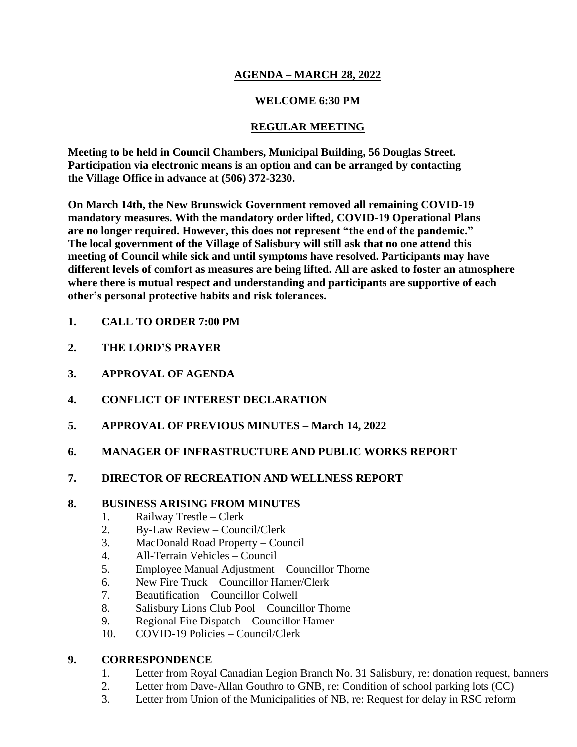# AGENDA – MARCH 28, 2022

## WELCOME 6:30 PM

## REGULAR MEETING

**Meeting to be held in Council Chambers, Municipal Building, 56 Douglas Street. Participation via electronic means is an option and can be arranged by contacting the Village Office in advance at (506) 372-3230.**

**On March 14th, the New Brunswick Government removed all remaining COVID-19 mandatory measures. With the mandatory order lifted, COVID-19 Operational Plans are no longer required. However, this does not represent "the end of the pandemic." The local government of the Village of Salisbury will still ask that no one attend this meeting of Council while sick and until symptoms have resolved. Participants may have different levels of comfort as measures are being lifted. All are asked to foster an atmosphere where there is mutual respect and understanding and participants are supportive of each other's personal protective habits and risk tolerances.**

**1. CALL TO ORDER 7:00 PM**

**2. THE LORD'S PRAYER**

**3. APPROVAL OF AGENDA**

**4. CONFLICT OF INTEREST DECLARATION**

**5. APPROVAL OF PREVIOUS MINUTES – March 14, 2022**

**6. MANAGER OF INFRASTRUCTURE AND PUBLIC WORKS REPORT**

**7. DIRECTOR OF RECREATION AND WELLNESS REPORT**

**8. BUSINESS ARISING FROM MINUTES**

1. Railway Trestle – Clerk
2. By-Law Review – Council/Clerk
3. MacDonald Road Property – Council
4. All-Terrain Vehicles – Council
5. Employee Manual Adjustment – Councillor Thorne
6. New Fire Truck – Councillor Hamer/Clerk
7. Beautification – Councillor Colwell
8. Salisbury Lions Club Pool – Councillor Thorne
9. Regional Fire Dispatch – Councillor Hamer
10. COVID-19 Policies – Council/Clerk

**9. CORRESPONDENCE**

1. Letter from Royal Canadian Legion Branch No. 31 Salisbury, re: donation request, banners
2. Letter from Dave-Allan Gouthro to GNB, re: Condition of school parking lots (CC)
3. Letter from Union of the Municipalities of NB, re: Request for delay in RSC reform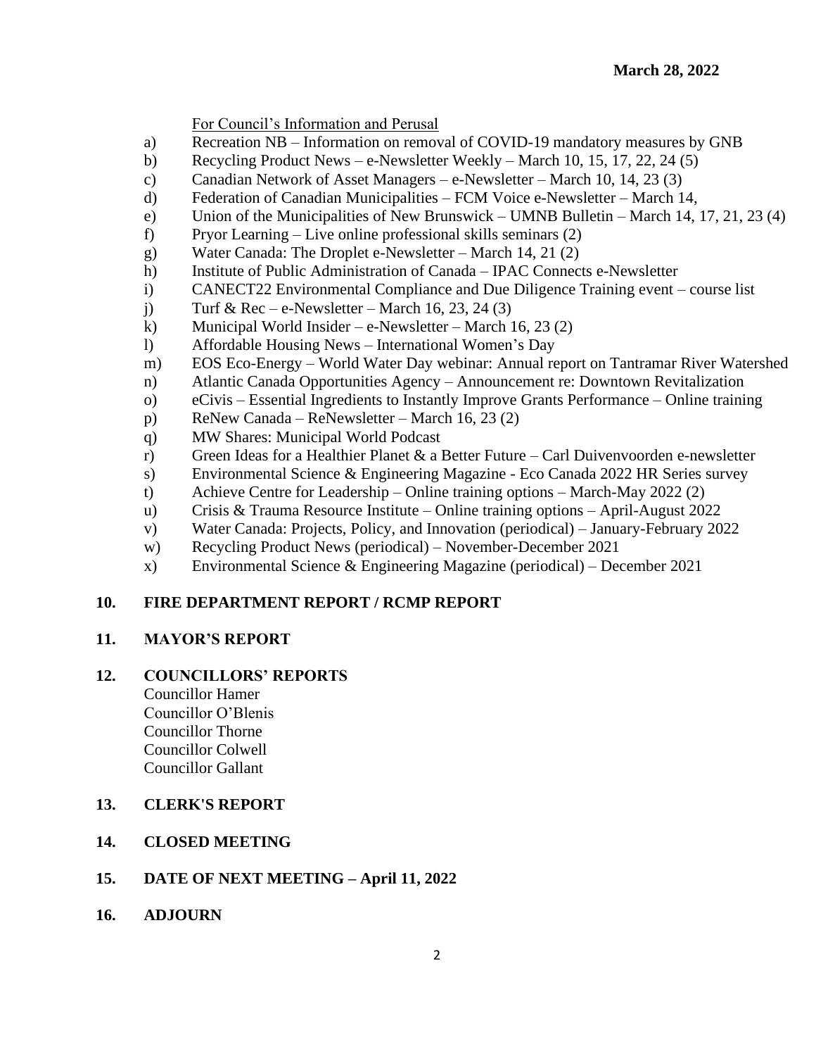March 28, 2022

For Council's Information and Perusal

a) Recreation NB – Information on removal of COVID-19 mandatory measures by GNB
b) Recycling Product News – e-Newsletter Weekly – March 10, 15, 17, 22, 24 (5)
c) Canadian Network of Asset Managers – e-Newsletter – March 10, 14, 23 (3)
d) Federation of Canadian Municipalities – FCM Voice e-Newsletter – March 14,
e) Union of the Municipalities of New Brunswick – UMNB Bulletin – March 14, 17, 21, 23 (4)
f) Pryor Learning – Live online professional skills seminars (2)
g) Water Canada: The Droplet e-Newsletter – March 14, 21 (2)
h) Institute of Public Administration of Canada – IPAC Connects e-Newsletter
i) CANECT22 Environmental Compliance and Due Diligence Training event – course list
j) Turf & Rec – e-Newsletter – March 16, 23, 24 (3)
k) Municipal World Insider – e-Newsletter – March 16, 23 (2)
l) Affordable Housing News – International Women's Day
m) EOS Eco-Energy – World Water Day webinar: Annual report on Tantramar River Watershed
n) Atlantic Canada Opportunities Agency – Announcement re: Downtown Revitalization
o) eCivis – Essential Ingredients to Instantly Improve Grants Performance – Online training
p) ReNew Canada – ReNewsletter – March 16, 23 (2)
q) MW Shares: Municipal World Podcast
r) Green Ideas for a Healthier Planet & a Better Future – Carl Duivenvoorden e-newsletter
s) Environmental Science & Engineering Magazine - Eco Canada 2022 HR Series survey
t) Achieve Centre for Leadership – Online training options – March-May 2022 (2)
u) Crisis & Trauma Resource Institute – Online training options – April-August 2022
v) Water Canada: Projects, Policy, and Innovation (periodical) – January-February 2022
w) Recycling Product News (periodical) – November-December 2021
x) Environmental Science & Engineering Magazine (periodical) – December 2021

**10. FIRE DEPARTMENT REPORT / RCMP REPORT**

**11. MAYOR'S REPORT**

**12. COUNCILLORS' REPORTS**

Councillor Hamer
Councillor O'Blenis
Councillor Thorne
Councillor Colwell
Councillor Gallant

**13. CLERK'S REPORT**

**14. CLOSED MEETING**

**15. DATE OF NEXT MEETING – April 11, 2022**

**16. ADJOURN**